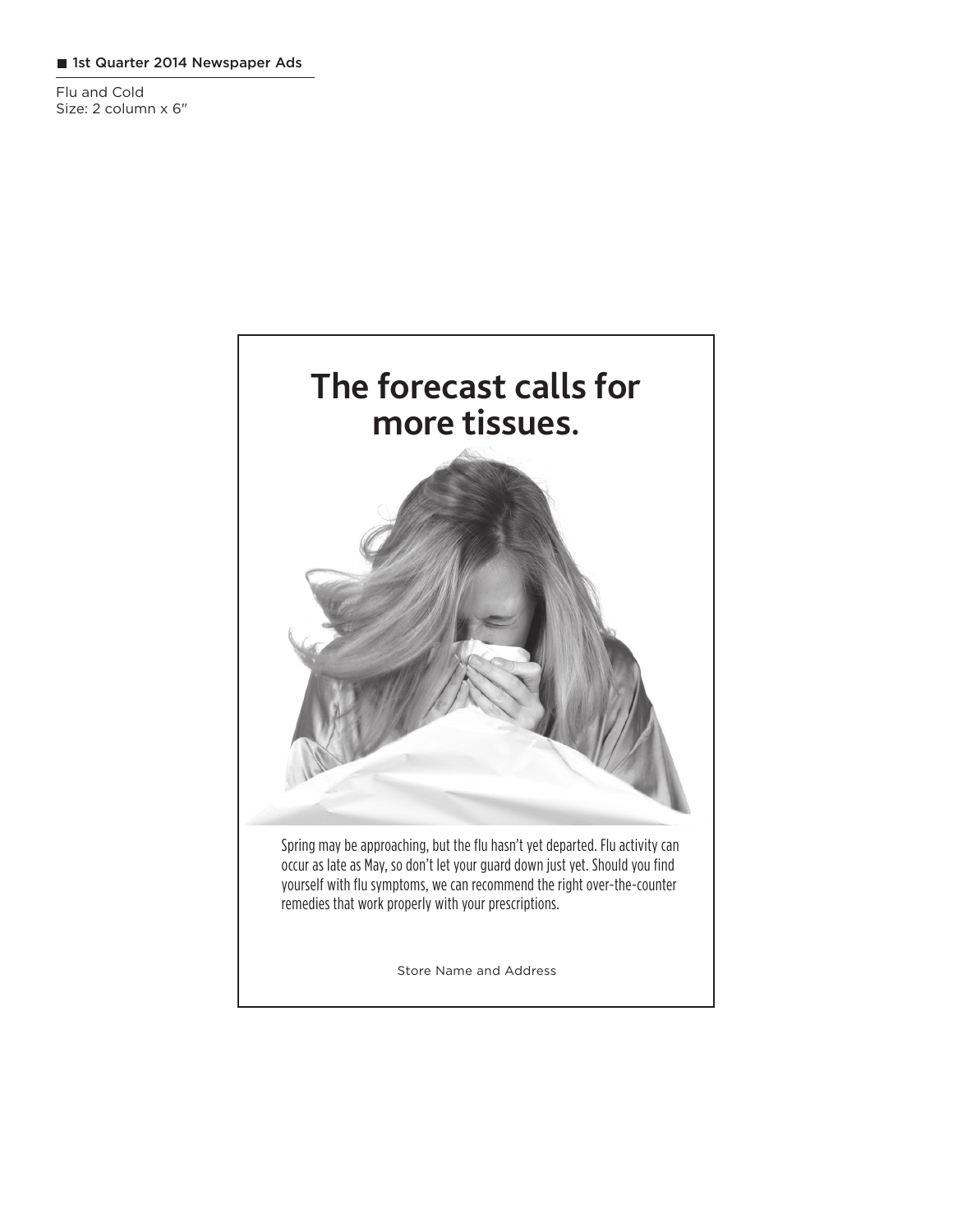■ 1st Quarter 2014 Newspaper Ads

Flu and Cold
Size: 2 column x 6″

# The forecast calls for more tissues.

Spring may be approaching, but the flu hasn't yet departed. Flu activity can occur as late as May, so don't let your guard down just yet. Should you find yourself with flu symptoms, we can recommend the right over-the-counter remedies that work properly with your prescriptions.

Store Name and Address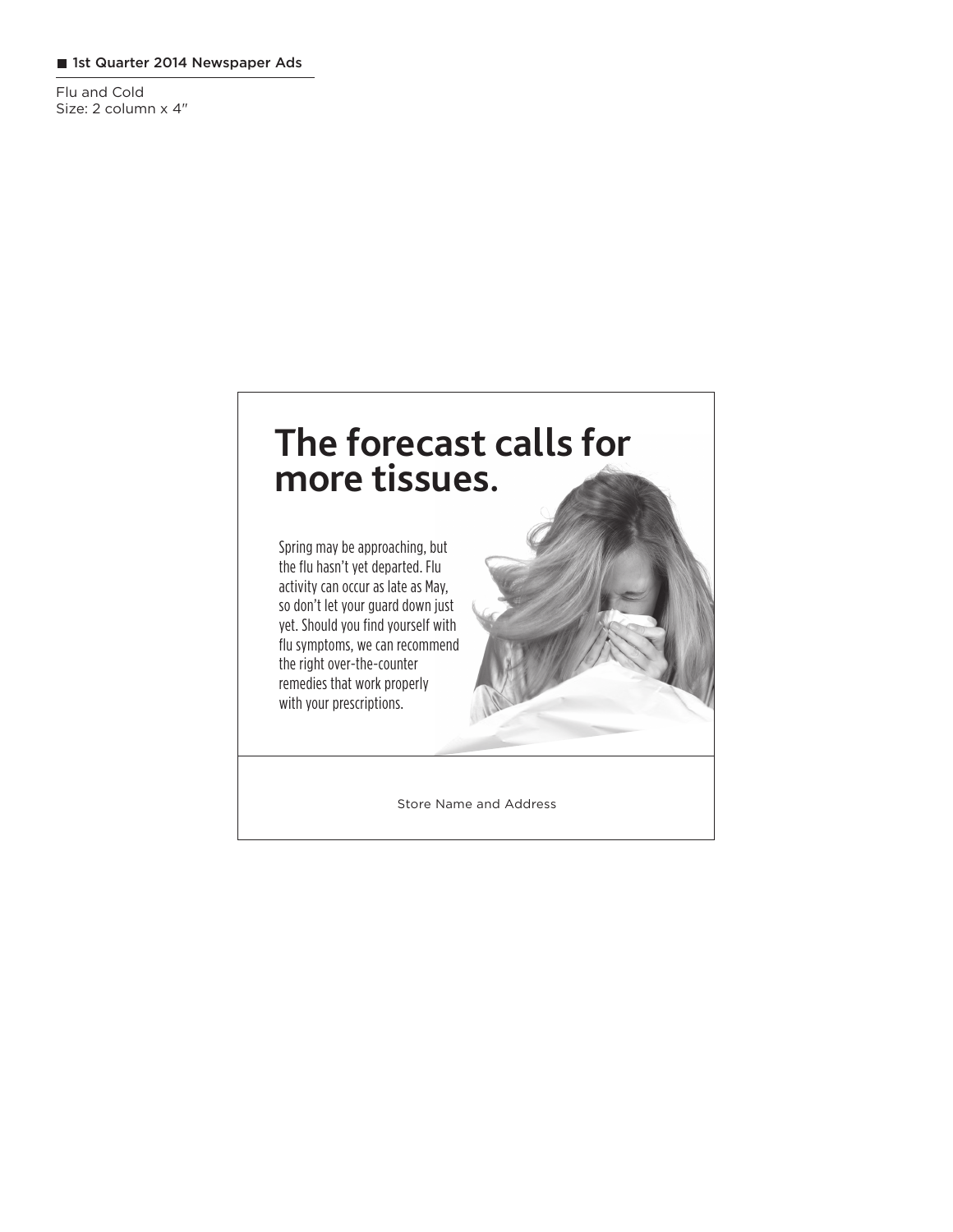1st Quarter 2014 Newspaper Ads

Flu and Cold
Size: 2 column x 4″

# The forecast calls for more tissues.

Spring may be approaching, but the flu hasn't yet departed. Flu activity can occur as late as May, so don't let your guard down just yet. Should you find yourself with flu symptoms, we can recommend the right over-the-counter remedies that work properly with your prescriptions.

Store Name and Address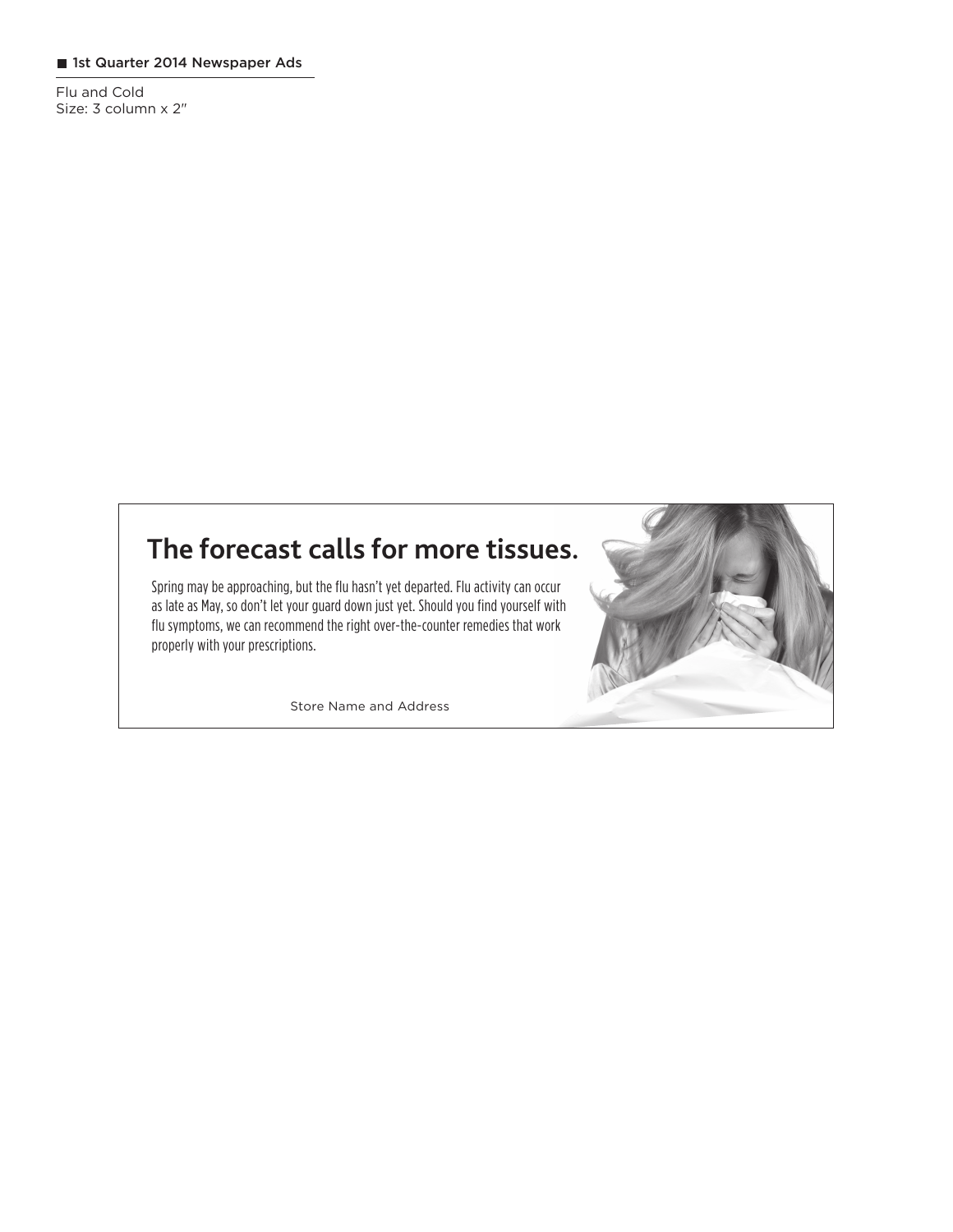1st Quarter 2014 Newspaper Ads

Flu and Cold
Size: 3 column x 2″

## The forecast calls for more tissues.

Spring may be approaching, but the flu hasn't yet departed. Flu activity can occur as late as May, so don't let your guard down just yet. Should you find yourself with flu symptoms, we can recommend the right over-the-counter remedies that work properly with your prescriptions.

Store Name and Address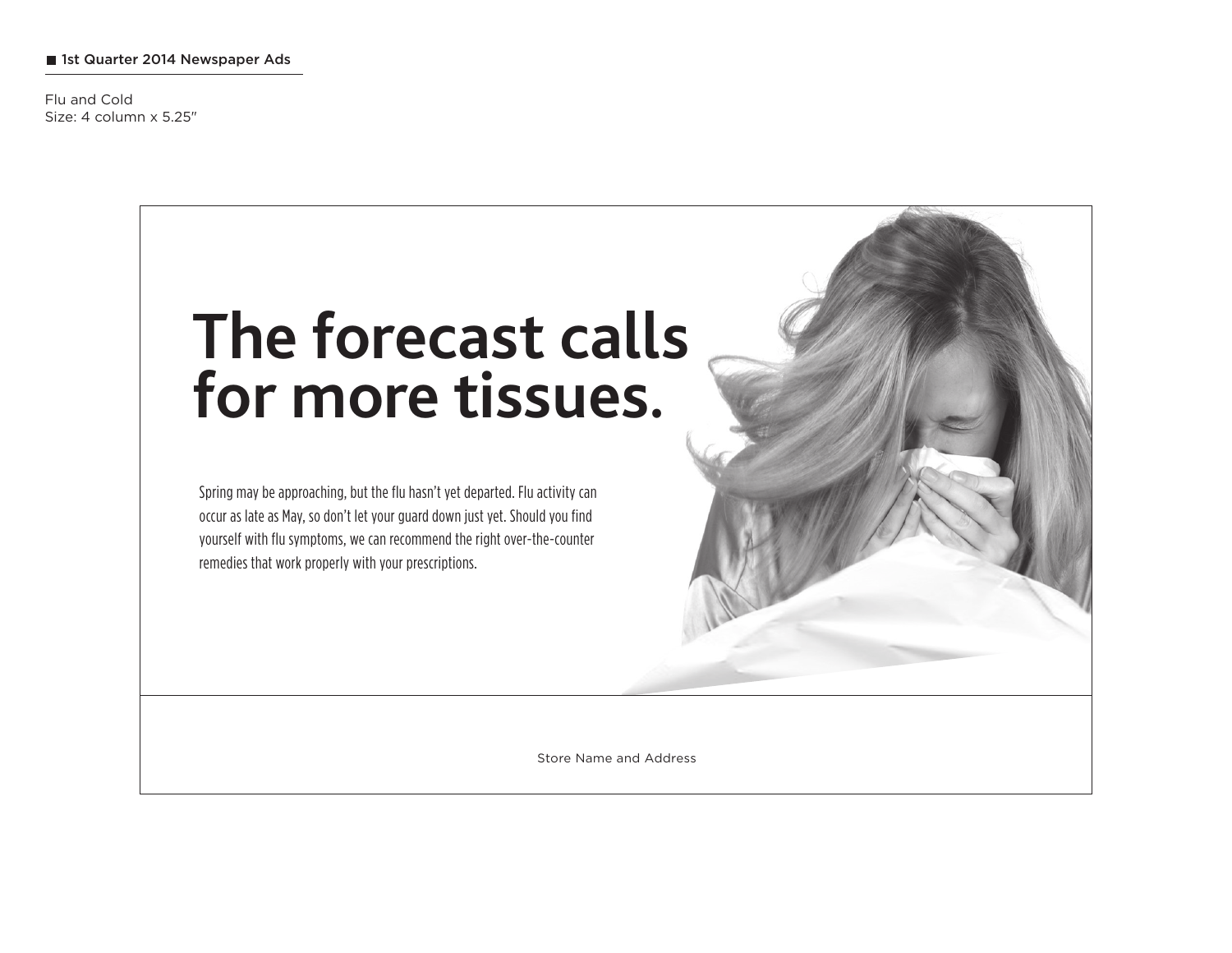1st Quarter 2014 Newspaper Ads

Flu and Cold
Size: 4 column x 5.25″

# The forecast calls for more tissues.

Spring may be approaching, but the flu hasn't yet departed. Flu activity can occur as late as May, so don't let your guard down just yet. Should you find yourself with flu symptoms, we can recommend the right over-the-counter remedies that work properly with your prescriptions.

Store Name and Address